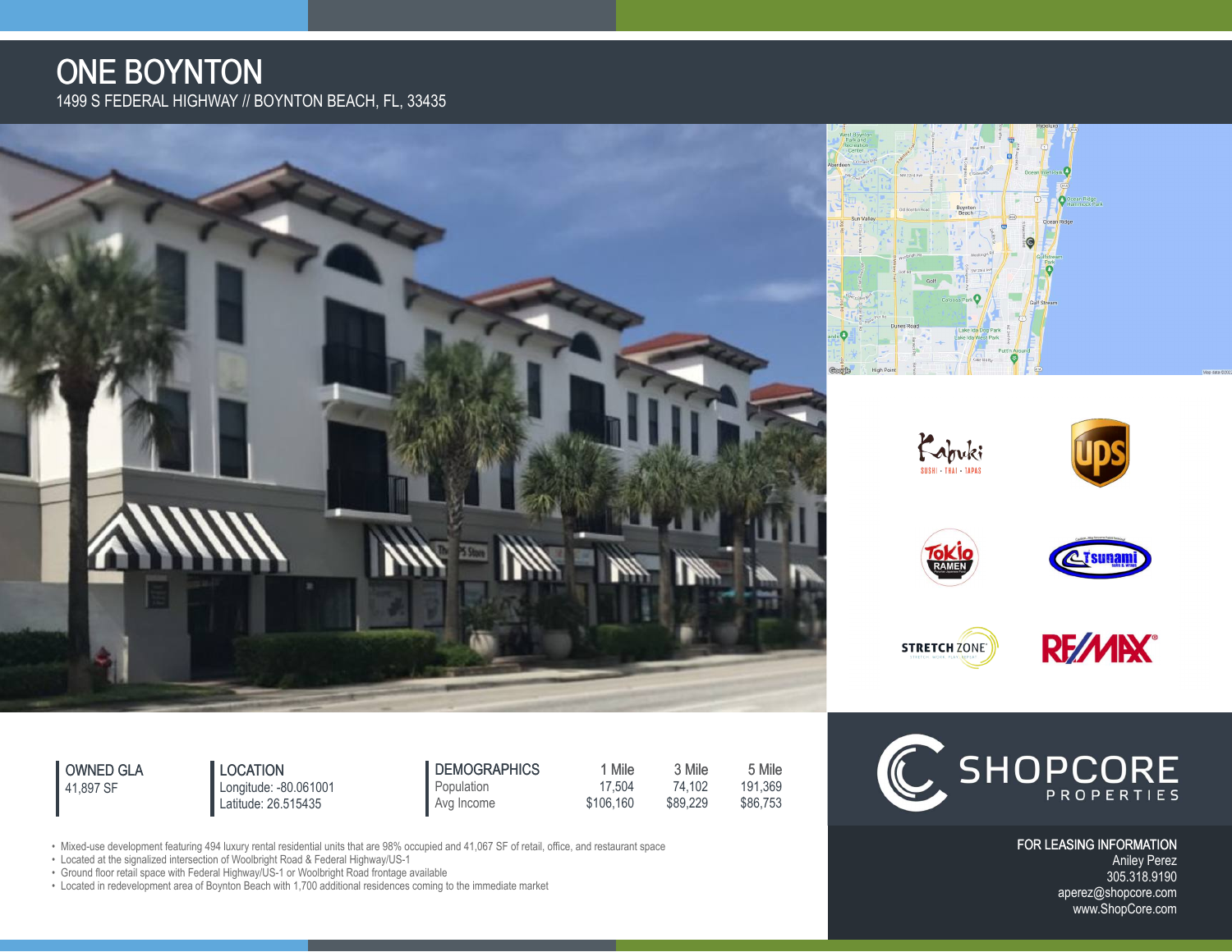# ONE BOYNTON

1499 S FEDERAL HIGHWAY // BOYNTON BEACH, FL, 33435

**OWNED GLA**
41,897 SF

**LOCATION**
Longitude: -80.061001
Latitude: 26.515435

| DEMOGRAPHICS | 1 Mile | 3 Mile | 5 Mile |
|---|---|---|---|
| Population | 17,504 | 74,102 | 191,369 |
| Avg Income | $106,160 | $89,229 | $86,753 |

- Mixed-use development featuring 494 luxury rental residential units that are 98% occupied and 41,067 SF of retail, office, and restaurant space
- Located at the signalized intersection of Woolbright Road & Federal Highway/US-1
- Ground floor retail space with Federal Highway/US-1 or Woolbright Road frontage available
- Located in redevelopment area of Boynton Beach with 1,700 additional residences coming to the immediate market

SHOPCORE PROPERTIES

**FOR LEASING INFORMATION**
Aniley Perez
305.318.9190
aperez@shopcore.com
www.ShopCore.com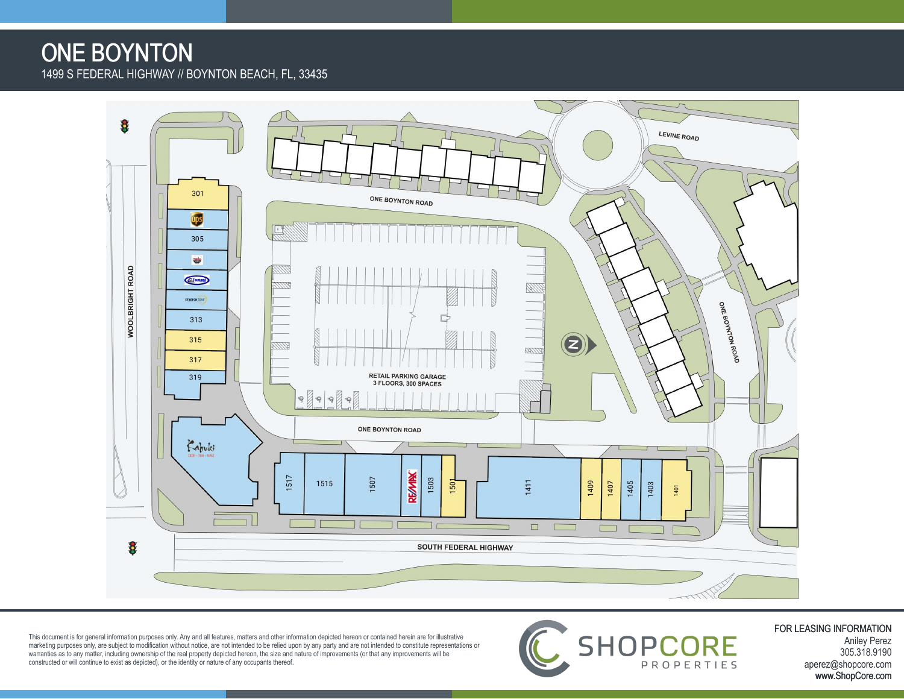# ONE BOYNTON

1499 S FEDERAL HIGHWAY // BOYNTON BEACH, FL, 33435

LEVINE ROAD

ONE BOYNTON ROAD

WOOLBRIGHT ROAD

301

305

313

315

317

319

RETAIL PARKING GARAGE
3 FLOORS, 300 SPACES

ONE BOYNTON ROAD

ONE BOYNTON ROAD

1517

1515

1507

1503

1501

1411

1409

1407

1405

1403

1401

SOUTH FEDERAL HIGHWAY

This document is for general information purposes only. Any and all features, matters and other information depicted hereon or contained herein are for illustrative marketing purposes only, are subject to modification without notice, are not intended to be relied upon by any party and are not intended to constitute representations or warranties as to any matter, including ownership of the real property depicted hereon, the size and nature of improvements (or that any improvements will be constructed or will continue to exist as depicted), or the identity or nature of any occupants thereof.

SHOPCORE PROPERTIES

FOR LEASING INFORMATION
Aniley Perez
305.318.9190
aperez@shopcore.com
www.ShopCore.com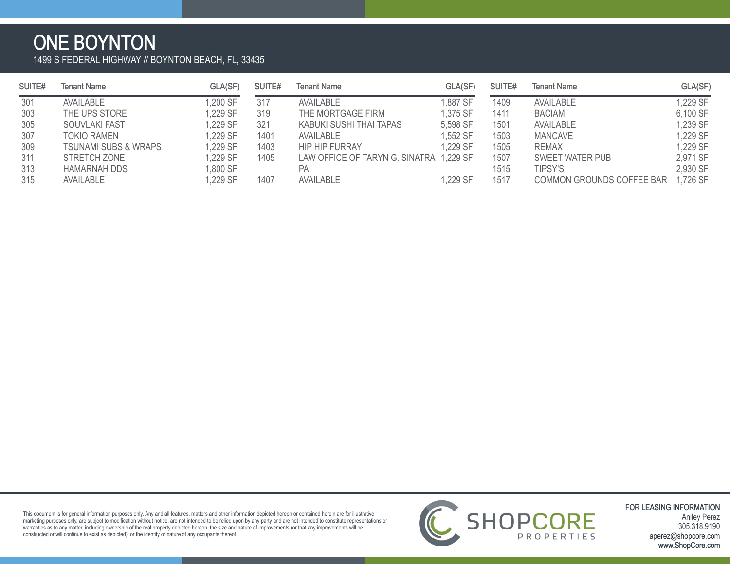# ONE BOYNTON

1499 S FEDERAL HIGHWAY // BOYNTON BEACH, FL, 33435

| SUITE# | Tenant Name | GLA(SF) |
|---|---|---|
| 301 | AVAILABLE | 1,200 SF |
| 303 | THE UPS STORE | 1,229 SF |
| 305 | SOUVLAKI FAST | 1,229 SF |
| 307 | TOKIO RAMEN | 1,229 SF |
| 309 | TSUNAMI SUBS & WRAPS | 1,229 SF |
| 311 | STRETCH ZONE | 1,229 SF |
| 313 | HAMARNAH DDS | 1,800 SF |
| 315 | AVAILABLE | 1,229 SF |
| 317 | AVAILABLE | 1,887 SF |
| 319 | THE MORTGAGE FIRM | 1,375 SF |
| 321 | KABUKI SUSHI THAI TAPAS | 5,598 SF |
| 1401 | AVAILABLE | 1,552 SF |
| 1403 | HIP HIP FURRAY | 1,229 SF |
| 1405 | LAW OFFICE OF TARYN G. SINATRA PA | 1,229 SF |
| 1407 | AVAILABLE | 1,229 SF |
| 1409 | AVAILABLE | 1,229 SF |
| 1411 | BACIAMI | 6,100 SF |
| 1501 | AVAILABLE | 1,239 SF |
| 1503 | MANCAVE | 1,229 SF |
| 1505 | REMAX | 1,229 SF |
| 1507 | SWEET WATER PUB | 2,971 SF |
| 1515 | TIPSY'S | 2,930 SF |
| 1517 | COMMON GROUNDS COFFEE BAR | 1,726 SF |

This document is for general information purposes only. Any and all features, matters and other information depicted hereon or contained herein are for illustrative marketing purposes only, are subject to modification without notice, are not intended to be relied upon by any party and are not intended to constitute representations or warranties as to any matter, including ownership of the real property depicted hereon, the size and nature of improvements (or that any improvements will be constructed or will continue to exist as depicted), or the identity or nature of any occupants thereof.

SHOPCORE PROPERTIES

FOR LEASING INFORMATION
Aniley Perez
305.318.9190
aperez@shopcore.com
www.ShopCore.com